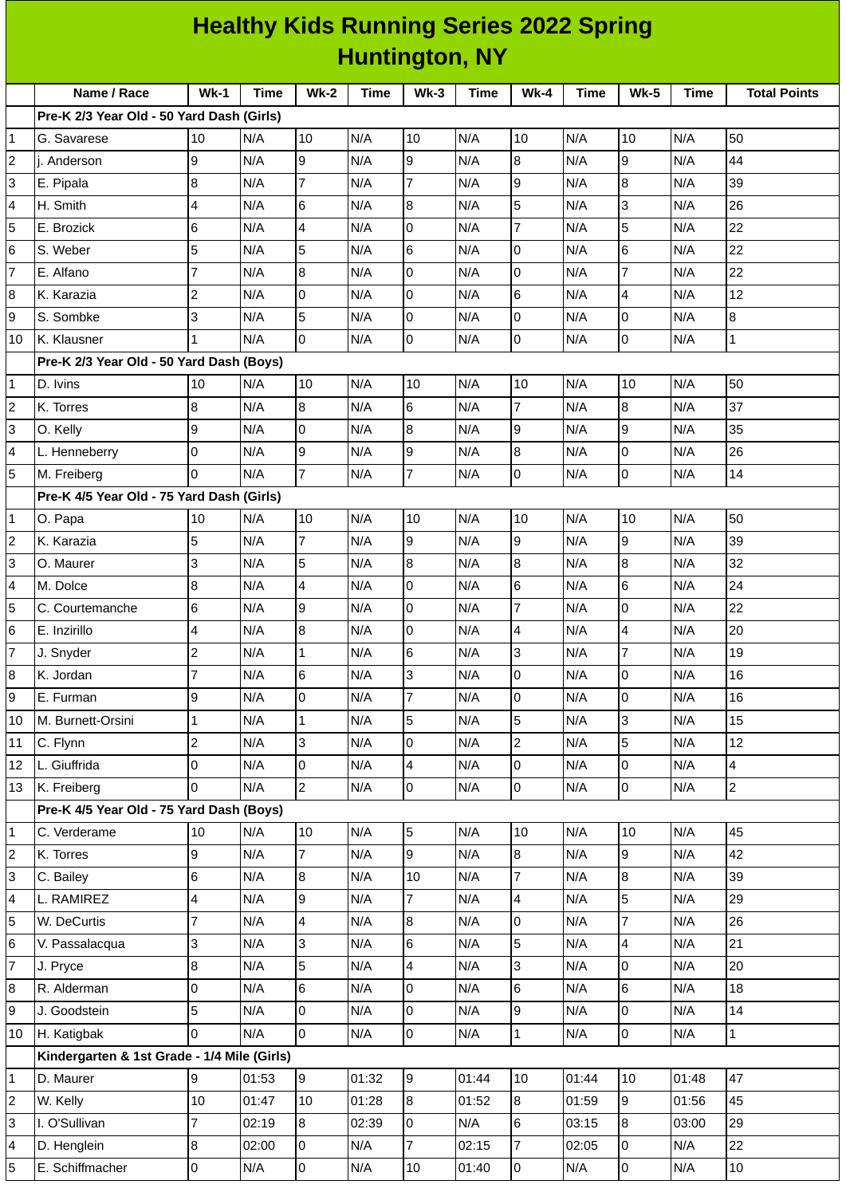# Healthy Kids Running Series 2022 Spring
## Huntington, NY

| | Name / Race | Wk-1 | Time | Wk-2 | Time | Wk-3 | Time | Wk-4 | Time | Wk-5 | Time | Total Points |
|---|---|---|---|---|---|---|---|---|---|---|---|---|
| | **Pre-K 2/3 Year Old - 50 Yard Dash (Girls)** | | | | | | | | | | | |
| 1 | G. Savarese | 10 | N/A | 10 | N/A | 10 | N/A | 10 | N/A | 10 | N/A | 50 |
| 2 | j. Anderson | 9 | N/A | 9 | N/A | 9 | N/A | 8 | N/A | 9 | N/A | 44 |
| 3 | E. Pipala | 8 | N/A | 7 | N/A | 7 | N/A | 9 | N/A | 8 | N/A | 39 |
| 4 | H. Smith | 4 | N/A | 6 | N/A | 8 | N/A | 5 | N/A | 3 | N/A | 26 |
| 5 | E. Brozick | 6 | N/A | 4 | N/A | 0 | N/A | 7 | N/A | 5 | N/A | 22 |
| 6 | S. Weber | 5 | N/A | 5 | N/A | 6 | N/A | 0 | N/A | 6 | N/A | 22 |
| 7 | E. Alfano | 7 | N/A | 8 | N/A | 0 | N/A | 0 | N/A | 7 | N/A | 22 |
| 8 | K. Karazia | 2 | N/A | 0 | N/A | 0 | N/A | 6 | N/A | 4 | N/A | 12 |
| 9 | S. Sombke | 3 | N/A | 5 | N/A | 0 | N/A | 0 | N/A | 0 | N/A | 8 |
| 10 | K. Klausner | 1 | N/A | 0 | N/A | 0 | N/A | 0 | N/A | 0 | N/A | 1 |
| | **Pre-K 2/3 Year Old - 50 Yard Dash (Boys)** | | | | | | | | | | | |
| 1 | D. Ivins | 10 | N/A | 10 | N/A | 10 | N/A | 10 | N/A | 10 | N/A | 50 |
| 2 | K. Torres | 8 | N/A | 8 | N/A | 6 | N/A | 7 | N/A | 8 | N/A | 37 |
| 3 | O. Kelly | 9 | N/A | 0 | N/A | 8 | N/A | 9 | N/A | 9 | N/A | 35 |
| 4 | L. Henneberry | 0 | N/A | 9 | N/A | 9 | N/A | 8 | N/A | 0 | N/A | 26 |
| 5 | M. Freiberg | 0 | N/A | 7 | N/A | 7 | N/A | 0 | N/A | 0 | N/A | 14 |
| | **Pre-K 4/5 Year Old - 75 Yard Dash (Girls)** | | | | | | | | | | | |
| 1 | O. Papa | 10 | N/A | 10 | N/A | 10 | N/A | 10 | N/A | 10 | N/A | 50 |
| 2 | K. Karazia | 5 | N/A | 7 | N/A | 9 | N/A | 9 | N/A | 9 | N/A | 39 |
| 3 | O. Maurer | 3 | N/A | 5 | N/A | 8 | N/A | 8 | N/A | 8 | N/A | 32 |
| 4 | M. Dolce | 8 | N/A | 4 | N/A | 0 | N/A | 6 | N/A | 6 | N/A | 24 |
| 5 | C. Courtemanche | 6 | N/A | 9 | N/A | 0 | N/A | 7 | N/A | 0 | N/A | 22 |
| 6 | E. Inzirillo | 4 | N/A | 8 | N/A | 0 | N/A | 4 | N/A | 4 | N/A | 20 |
| 7 | J. Snyder | 2 | N/A | 1 | N/A | 6 | N/A | 3 | N/A | 7 | N/A | 19 |
| 8 | K. Jordan | 7 | N/A | 6 | N/A | 3 | N/A | 0 | N/A | 0 | N/A | 16 |
| 9 | E. Furman | 9 | N/A | 0 | N/A | 7 | N/A | 0 | N/A | 0 | N/A | 16 |
| 10 | M. Burnett-Orsini | 1 | N/A | 1 | N/A | 5 | N/A | 5 | N/A | 3 | N/A | 15 |
| 11 | C. Flynn | 2 | N/A | 3 | N/A | 0 | N/A | 2 | N/A | 5 | N/A | 12 |
| 12 | L. Giuffrida | 0 | N/A | 0 | N/A | 4 | N/A | 0 | N/A | 0 | N/A | 4 |
| 13 | K. Freiberg | 0 | N/A | 2 | N/A | 0 | N/A | 0 | N/A | 0 | N/A | 2 |
| | **Pre-K 4/5 Year Old - 75 Yard Dash (Boys)** | | | | | | | | | | | |
| 1 | C. Verderame | 10 | N/A | 10 | N/A | 5 | N/A | 10 | N/A | 10 | N/A | 45 |
| 2 | K. Torres | 9 | N/A | 7 | N/A | 9 | N/A | 8 | N/A | 9 | N/A | 42 |
| 3 | C. Bailey | 6 | N/A | 8 | N/A | 10 | N/A | 7 | N/A | 8 | N/A | 39 |
| 4 | L. RAMIREZ | 4 | N/A | 9 | N/A | 7 | N/A | 4 | N/A | 5 | N/A | 29 |
| 5 | W. DeCurtis | 7 | N/A | 4 | N/A | 8 | N/A | 0 | N/A | 7 | N/A | 26 |
| 6 | V. Passalacqua | 3 | N/A | 3 | N/A | 6 | N/A | 5 | N/A | 4 | N/A | 21 |
| 7 | J. Pryce | 8 | N/A | 5 | N/A | 4 | N/A | 3 | N/A | 0 | N/A | 20 |
| 8 | R. Alderman | 0 | N/A | 6 | N/A | 0 | N/A | 6 | N/A | 6 | N/A | 18 |
| 9 | J. Goodstein | 5 | N/A | 0 | N/A | 0 | N/A | 9 | N/A | 0 | N/A | 14 |
| 10 | H. Katigbak | 0 | N/A | 0 | N/A | 0 | N/A | 1 | N/A | 0 | N/A | 1 |
| | **Kindergarten & 1st Grade - 1/4 Mile (Girls)** | | | | | | | | | | | |
| 1 | D. Maurer | 9 | 01:53 | 9 | 01:32 | 9 | 01:44 | 10 | 01:44 | 10 | 01:48 | 47 |
| 2 | W. Kelly | 10 | 01:47 | 10 | 01:28 | 8 | 01:52 | 8 | 01:59 | 9 | 01:56 | 45 |
| 3 | I. O'Sullivan | 7 | 02:19 | 8 | 02:39 | 0 | N/A | 6 | 03:15 | 8 | 03:00 | 29 |
| 4 | D. Henglein | 8 | 02:00 | 0 | N/A | 7 | 02:15 | 7 | 02:05 | 0 | N/A | 22 |
| 5 | E. Schiffmacher | 0 | N/A | 0 | N/A | 10 | 01:40 | 0 | N/A | 0 | N/A | 10 |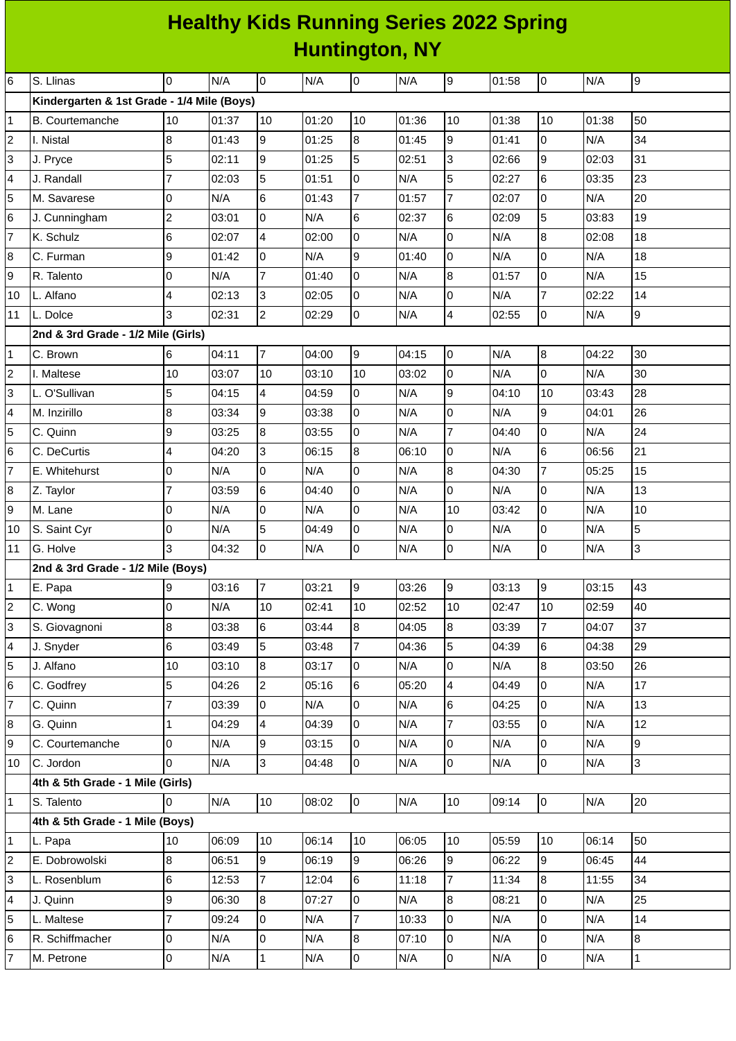# Healthy Kids Running Series 2022 Spring Huntington, NY

| | | | | | | | | | | | | |
|---|---|---|---|---|---|---|---|---|---|---|---|---|
| 6 | S. Llinas | 0 | N/A | 0 | N/A | 0 | N/A | 9 | 01:58 | 0 | N/A | 9 |
| | **Kindergarten & 1st Grade - 1/4 Mile (Boys)** | | | | | | | | | | | |
| 1 | B. Courtemanche | 10 | 01:37 | 10 | 01:20 | 10 | 01:36 | 10 | 01:38 | 10 | 01:38 | 50 |
| 2 | I. Nistal | 8 | 01:43 | 9 | 01:25 | 8 | 01:45 | 9 | 01:41 | 0 | N/A | 34 |
| 3 | J. Pryce | 5 | 02:11 | 9 | 01:25 | 5 | 02:51 | 3 | 02:66 | 9 | 02:03 | 31 |
| 4 | J. Randall | 7 | 02:03 | 5 | 01:51 | 0 | N/A | 5 | 02:27 | 6 | 03:35 | 23 |
| 5 | M. Savarese | 0 | N/A | 6 | 01:43 | 7 | 01:57 | 7 | 02:07 | 0 | N/A | 20 |
| 6 | J. Cunningham | 2 | 03:01 | 0 | N/A | 6 | 02:37 | 6 | 02:09 | 5 | 03:83 | 19 |
| 7 | K. Schulz | 6 | 02:07 | 4 | 02:00 | 0 | N/A | 0 | N/A | 8 | 02:08 | 18 |
| 8 | C. Furman | 9 | 01:42 | 0 | N/A | 9 | 01:40 | 0 | N/A | 0 | N/A | 18 |
| 9 | R. Talento | 0 | N/A | 7 | 01:40 | 0 | N/A | 8 | 01:57 | 0 | N/A | 15 |
| 10 | L. Alfano | 4 | 02:13 | 3 | 02:05 | 0 | N/A | 0 | N/A | 7 | 02:22 | 14 |
| 11 | L. Dolce | 3 | 02:31 | 2 | 02:29 | 0 | N/A | 4 | 02:55 | 0 | N/A | 9 |
| | **2nd & 3rd Grade - 1/2 Mile (Girls)** | | | | | | | | | | | |
| 1 | C. Brown | 6 | 04:11 | 7 | 04:00 | 9 | 04:15 | 0 | N/A | 8 | 04:22 | 30 |
| 2 | I. Maltese | 10 | 03:07 | 10 | 03:10 | 10 | 03:02 | 0 | N/A | 0 | N/A | 30 |
| 3 | L. O'Sullivan | 5 | 04:15 | 4 | 04:59 | 0 | N/A | 9 | 04:10 | 10 | 03:43 | 28 |
| 4 | M. Inzirillo | 8 | 03:34 | 9 | 03:38 | 0 | N/A | 0 | N/A | 9 | 04:01 | 26 |
| 5 | C. Quinn | 9 | 03:25 | 8 | 03:55 | 0 | N/A | 7 | 04:40 | 0 | N/A | 24 |
| 6 | C. DeCurtis | 4 | 04:20 | 3 | 06:15 | 8 | 06:10 | 0 | N/A | 6 | 06:56 | 21 |
| 7 | E. Whitehurst | 0 | N/A | 0 | N/A | 0 | N/A | 8 | 04:30 | 7 | 05:25 | 15 |
| 8 | Z. Taylor | 7 | 03:59 | 6 | 04:40 | 0 | N/A | 0 | N/A | 0 | N/A | 13 |
| 9 | M. Lane | 0 | N/A | 0 | N/A | 0 | N/A | 10 | 03:42 | 0 | N/A | 10 |
| 10 | S. Saint Cyr | 0 | N/A | 5 | 04:49 | 0 | N/A | 0 | N/A | 0 | N/A | 5 |
| 11 | G. Holve | 3 | 04:32 | 0 | N/A | 0 | N/A | 0 | N/A | 0 | N/A | 3 |
| | **2nd & 3rd Grade - 1/2 Mile (Boys)** | | | | | | | | | | | |
| 1 | E. Papa | 9 | 03:16 | 7 | 03:21 | 9 | 03:26 | 9 | 03:13 | 9 | 03:15 | 43 |
| 2 | C. Wong | 0 | N/A | 10 | 02:41 | 10 | 02:52 | 10 | 02:47 | 10 | 02:59 | 40 |
| 3 | S. Giovagnoni | 8 | 03:38 | 6 | 03:44 | 8 | 04:05 | 8 | 03:39 | 7 | 04:07 | 37 |
| 4 | J. Snyder | 6 | 03:49 | 5 | 03:48 | 7 | 04:36 | 5 | 04:39 | 6 | 04:38 | 29 |
| 5 | J. Alfano | 10 | 03:10 | 8 | 03:17 | 0 | N/A | 0 | N/A | 8 | 03:50 | 26 |
| 6 | C. Godfrey | 5 | 04:26 | 2 | 05:16 | 6 | 05:20 | 4 | 04:49 | 0 | N/A | 17 |
| 7 | C. Quinn | 7 | 03:39 | 0 | N/A | 0 | N/A | 6 | 04:25 | 0 | N/A | 13 |
| 8 | G. Quinn | 1 | 04:29 | 4 | 04:39 | 0 | N/A | 7 | 03:55 | 0 | N/A | 12 |
| 9 | C. Courtemanche | 0 | N/A | 9 | 03:15 | 0 | N/A | 0 | N/A | 0 | N/A | 9 |
| 10 | C. Jordon | 0 | N/A | 3 | 04:48 | 0 | N/A | 0 | N/A | 0 | N/A | 3 |
| | **4th & 5th Grade - 1 Mile (Girls)** | | | | | | | | | | | |
| 1 | S. Talento | 0 | N/A | 10 | 08:02 | 0 | N/A | 10 | 09:14 | 0 | N/A | 20 |
| | **4th & 5th Grade - 1 Mile (Boys)** | | | | | | | | | | | |
| 1 | L. Papa | 10 | 06:09 | 10 | 06:14 | 10 | 06:05 | 10 | 05:59 | 10 | 06:14 | 50 |
| 2 | E. Dobrowolski | 8 | 06:51 | 9 | 06:19 | 9 | 06:26 | 9 | 06:22 | 9 | 06:45 | 44 |
| 3 | L. Rosenblum | 6 | 12:53 | 7 | 12:04 | 6 | 11:18 | 7 | 11:34 | 8 | 11:55 | 34 |
| 4 | J. Quinn | 9 | 06:30 | 8 | 07:27 | 0 | N/A | 8 | 08:21 | 0 | N/A | 25 |
| 5 | L. Maltese | 7 | 09:24 | 0 | N/A | 7 | 10:33 | 0 | N/A | 0 | N/A | 14 |
| 6 | R. Schiffmacher | 0 | N/A | 0 | N/A | 8 | 07:10 | 0 | N/A | 0 | N/A | 8 |
| 7 | M. Petrone | 0 | N/A | 1 | N/A | 0 | N/A | 0 | N/A | 0 | N/A | 1 |